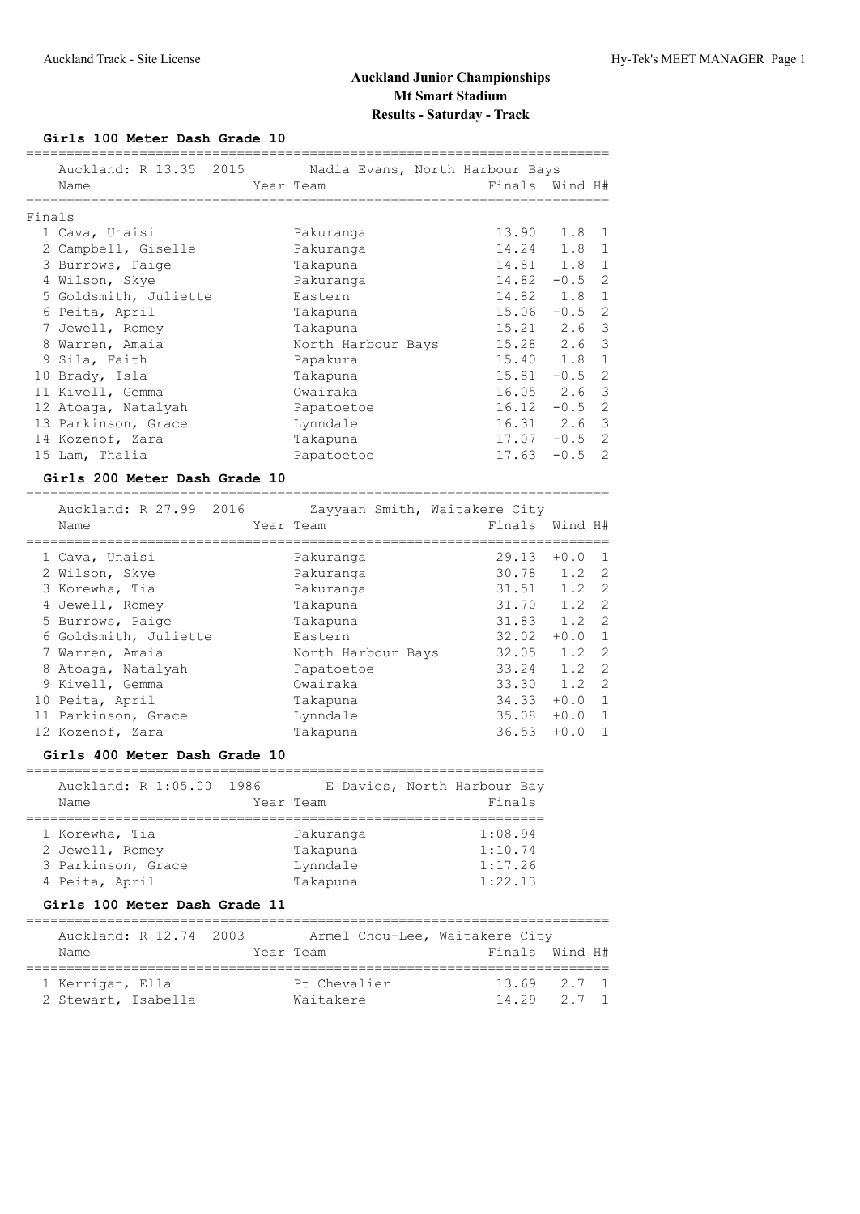# Auckland Junior Championships
## Mt Smart Stadium
### Results - Saturday - Track

**Girls 100 Meter Dash Grade 10**

Auckland: R 13.35 2015 — Nadia Evans, North Harbour Bays

| Place | Name | Year | Team | Finals | Wind | H# |
|---|---|---|---|---|---|---|
| **Finals** | | | | | | |
| 1 | Cava, Unaisi | | Pakuranga | 13.90 | 1.8 | 1 |
| 2 | Campbell, Giselle | | Pakuranga | 14.24 | 1.8 | 1 |
| 3 | Burrows, Paige | | Takapuna | 14.81 | 1.8 | 1 |
| 4 | Wilson, Skye | | Pakuranga | 14.82 | -0.5 | 2 |
| 5 | Goldsmith, Juliette | | Eastern | 14.82 | 1.8 | 1 |
| 6 | Peita, April | | Takapuna | 15.06 | -0.5 | 2 |
| 7 | Jewell, Romey | | Takapuna | 15.21 | 2.6 | 3 |
| 8 | Warren, Amaia | | North Harbour Bays | 15.28 | 2.6 | 3 |
| 9 | Sila, Faith | | Papakura | 15.40 | 1.8 | 1 |
| 10 | Brady, Isla | | Takapuna | 15.81 | -0.5 | 2 |
| 11 | Kivell, Gemma | | Owairaka | 16.05 | 2.6 | 3 |
| 12 | Atoaga, Natalyah | | Papatoetoe | 16.12 | -0.5 | 2 |
| 13 | Parkinson, Grace | | Lynndale | 16.31 | 2.6 | 3 |
| 14 | Kozenof, Zara | | Takapuna | 17.07 | -0.5 | 2 |
| 15 | Lam, Thalia | | Papatoetoe | 17.63 | -0.5 | 2 |

**Girls 200 Meter Dash Grade 10**

Auckland: R 27.99 2016 — Zayyaan Smith, Waitakere City

| Place | Name | Year | Team | Finals | Wind | H# |
|---|---|---|---|---|---|---|
| 1 | Cava, Unaisi | | Pakuranga | 29.13 | +0.0 | 1 |
| 2 | Wilson, Skye | | Pakuranga | 30.78 | 1.2 | 2 |
| 3 | Korewha, Tia | | Pakuranga | 31.51 | 1.2 | 2 |
| 4 | Jewell, Romey | | Takapuna | 31.70 | 1.2 | 2 |
| 5 | Burrows, Paige | | Takapuna | 31.83 | 1.2 | 2 |
| 6 | Goldsmith, Juliette | | Eastern | 32.02 | +0.0 | 1 |
| 7 | Warren, Amaia | | North Harbour Bays | 32.05 | 1.2 | 2 |
| 8 | Atoaga, Natalyah | | Papatoetoe | 33.24 | 1.2 | 2 |
| 9 | Kivell, Gemma | | Owairaka | 33.30 | 1.2 | 2 |
| 10 | Peita, April | | Takapuna | 34.33 | +0.0 | 1 |
| 11 | Parkinson, Grace | | Lynndale | 35.08 | +0.0 | 1 |
| 12 | Kozenof, Zara | | Takapuna | 36.53 | +0.0 | 1 |

**Girls 400 Meter Dash Grade 10**

Auckland: R 1:05.00 1986 — E Davies, North Harbour Bay

| Place | Name | Year | Team | Finals |
|---|---|---|---|---|
| 1 | Korewha, Tia | | Pakuranga | 1:08.94 |
| 2 | Jewell, Romey | | Takapuna | 1:10.74 |
| 3 | Parkinson, Grace | | Lynndale | 1:17.26 |
| 4 | Peita, April | | Takapuna | 1:22.13 |

**Girls 100 Meter Dash Grade 11**

Auckland: R 12.74 2003 — Armel Chou-Lee, Waitakere City

| Place | Name | Year | Team | Finals | Wind | H# |
|---|---|---|---|---|---|---|
| 1 | Kerrigan, Ella | | Pt Chevalier | 13.69 | 2.7 | 1 |
| 2 | Stewart, Isabella | | Waitakere | 14.29 | 2.7 | 1 |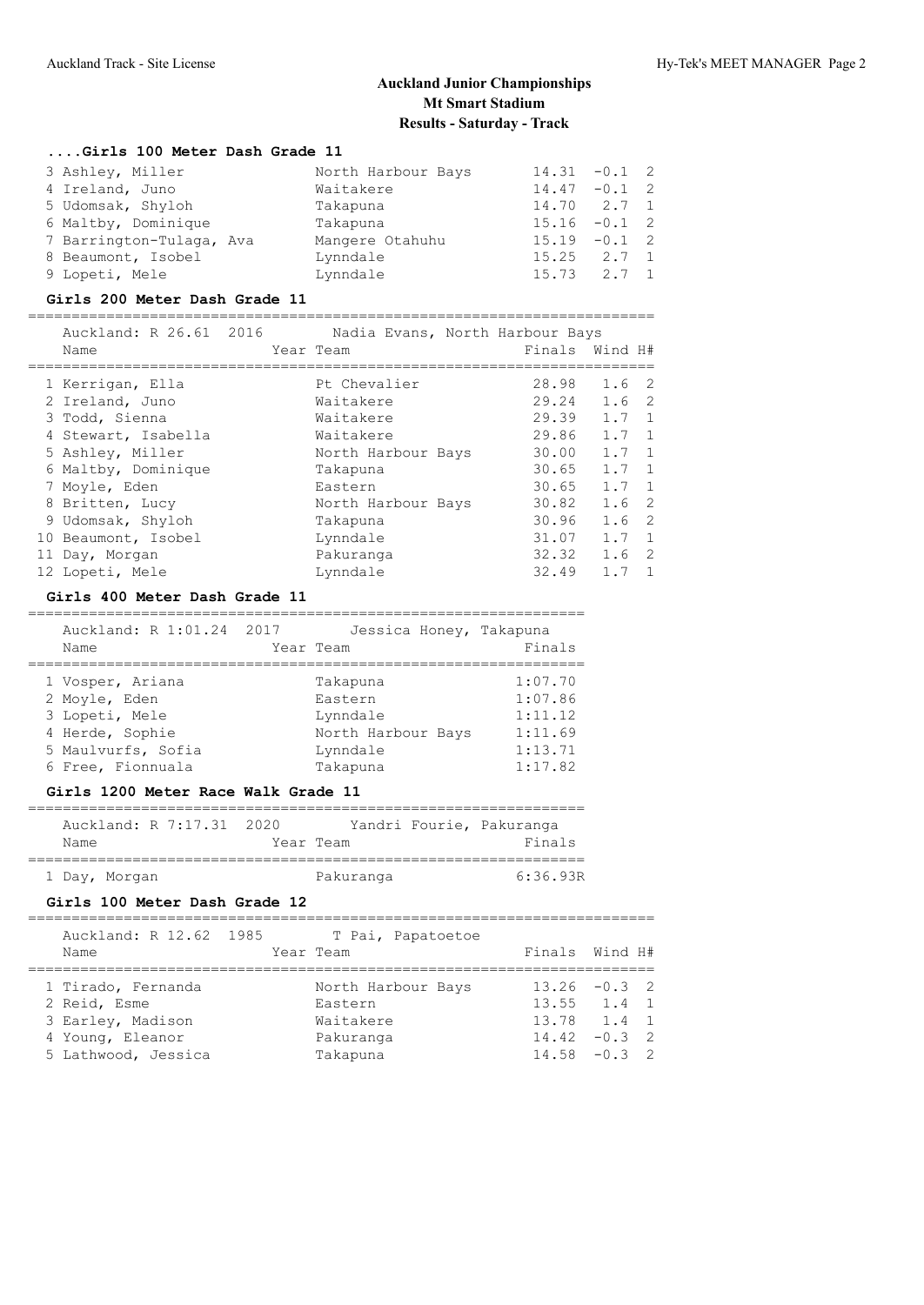# Auckland Junior Championships
## Mt Smart Stadium
## Results - Saturday - Track

### ....Girls 100 Meter Dash Grade 11

| Place | Name | Year | Team | Finals | Wind | H# |
|---|---|---|---|---|---|---|
| 3 | Ashley, Miller | | North Harbour Bays | 14.31 | -0.1 | 2 |
| 4 | Ireland, Juno | | Waitakere | 14.47 | -0.1 | 2 |
| 5 | Udomsak, Shyloh | | Takapuna | 14.70 | 2.7 | 1 |
| 6 | Maltby, Dominique | | Takapuna | 15.16 | -0.1 | 2 |
| 7 | Barrington-Tulaga, Ava | | Mangere Otahuhu | 15.19 | -0.1 | 2 |
| 8 | Beaumont, Isobel | | Lynndale | 15.25 | 2.7 | 1 |
| 9 | Lopeti, Mele | | Lynndale | 15.73 | 2.7 | 1 |

### Girls 200 Meter Dash Grade 11

Auckland: R 26.61 2016 Nadia Evans, North Harbour Bays

| Place | Name | Year | Team | Finals | Wind | H# |
|---|---|---|---|---|---|---|
| 1 | Kerrigan, Ella | | Pt Chevalier | 28.98 | 1.6 | 2 |
| 2 | Ireland, Juno | | Waitakere | 29.24 | 1.6 | 2 |
| 3 | Todd, Sienna | | Waitakere | 29.39 | 1.7 | 1 |
| 4 | Stewart, Isabella | | Waitakere | 29.86 | 1.7 | 1 |
| 5 | Ashley, Miller | | North Harbour Bays | 30.00 | 1.7 | 1 |
| 6 | Maltby, Dominique | | Takapuna | 30.65 | 1.7 | 1 |
| 7 | Moyle, Eden | | Eastern | 30.65 | 1.7 | 1 |
| 8 | Britten, Lucy | | North Harbour Bays | 30.82 | 1.6 | 2 |
| 9 | Udomsak, Shyloh | | Takapuna | 30.96 | 1.6 | 2 |
| 10 | Beaumont, Isobel | | Lynndale | 31.07 | 1.7 | 1 |
| 11 | Day, Morgan | | Pakuranga | 32.32 | 1.6 | 2 |
| 12 | Lopeti, Mele | | Lynndale | 32.49 | 1.7 | 1 |

### Girls 400 Meter Dash Grade 11

Auckland: R 1:01.24 2017 Jessica Honey, Takapuna

| Place | Name | Year | Team | Finals |
|---|---|---|---|---|
| 1 | Vosper, Ariana | | Takapuna | 1:07.70 |
| 2 | Moyle, Eden | | Eastern | 1:07.86 |
| 3 | Lopeti, Mele | | Lynndale | 1:11.12 |
| 4 | Herde, Sophie | | North Harbour Bays | 1:11.69 |
| 5 | Maulvurfs, Sofia | | Lynndale | 1:13.71 |
| 6 | Free, Fionnuala | | Takapuna | 1:17.82 |

### Girls 1200 Meter Race Walk Grade 11

Auckland: R 7:17.31 2020 Yandri Fourie, Pakuranga

| Place | Name | Year | Team | Finals |
|---|---|---|---|---|
| 1 | Day, Morgan | | Pakuranga | 6:36.93R |

### Girls 100 Meter Dash Grade 12

Auckland: R 12.62 1985 T Pai, Papatoetoe

| Place | Name | Year | Team | Finals | Wind | H# |
|---|---|---|---|---|---|---|
| 1 | Tirado, Fernanda | | North Harbour Bays | 13.26 | -0.3 | 2 |
| 2 | Reid, Esme | | Eastern | 13.55 | 1.4 | 1 |
| 3 | Earley, Madison | | Waitakere | 13.78 | 1.4 | 1 |
| 4 | Young, Eleanor | | Pakuranga | 14.42 | -0.3 | 2 |
| 5 | Lathwood, Jessica | | Takapuna | 14.58 | -0.3 | 2 |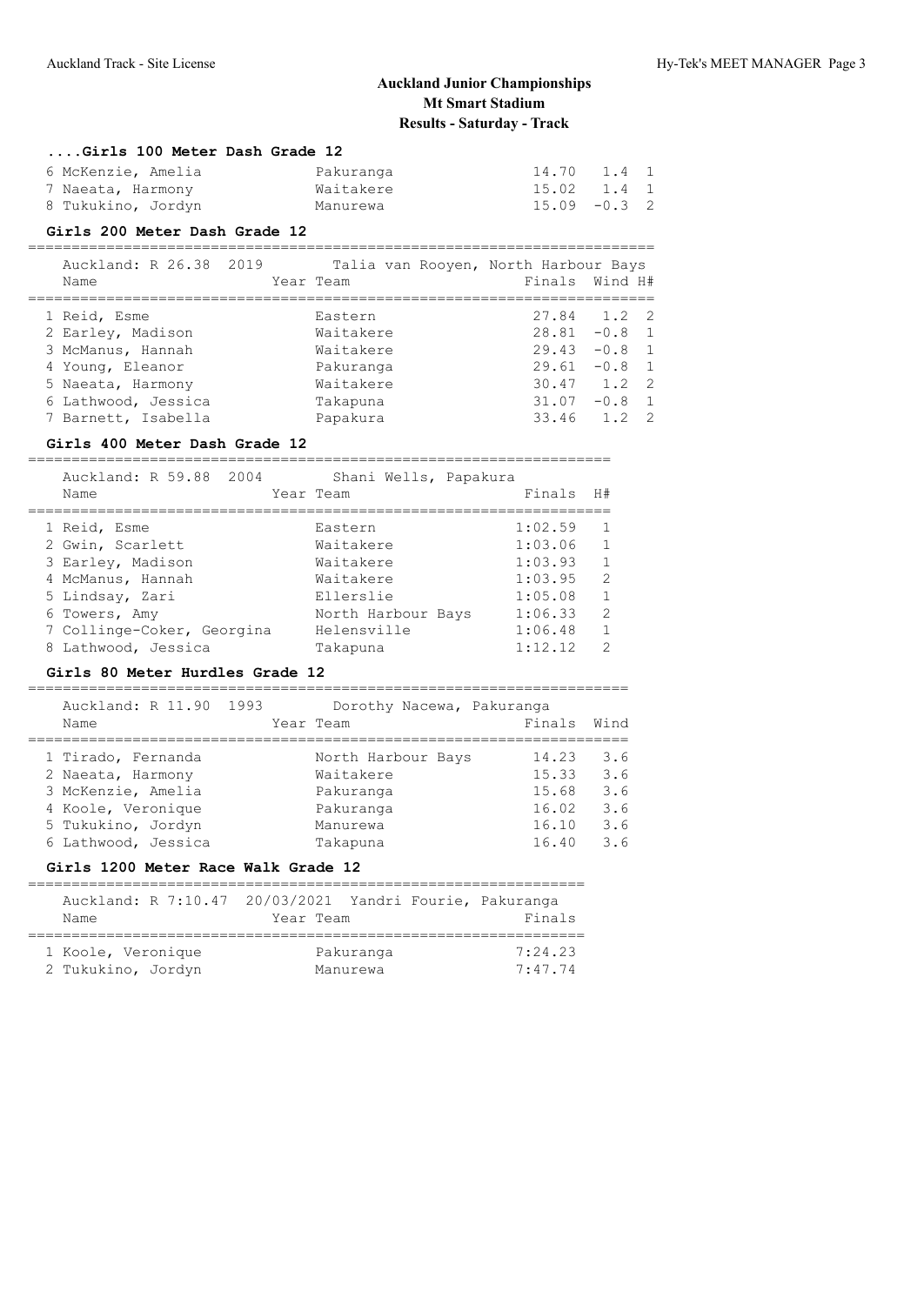# Auckland Junior Championships
## Mt Smart Stadium
## Results - Saturday - Track

### ....Girls 100 Meter Dash Grade 12

| Name | Year Team | Finals | Wind | H# |
|---|---|---|---|---|
| 6 McKenzie, Amelia | Pakuranga | 14.70 | 1.4 | 1 |
| 7 Naeata, Harmony | Waitakere | 15.02 | 1.4 | 1 |
| 8 Tukukino, Jordyn | Manurewa | 15.09 | -0.3 | 2 |

### Girls 200 Meter Dash Grade 12

Auckland: R 26.38 2019 Talia van Rooyen, North Harbour Bays

| Name | Year Team | Finals | Wind | H# |
|---|---|---|---|---|
| 1 Reid, Esme | Eastern | 27.84 | 1.2 | 2 |
| 2 Earley, Madison | Waitakere | 28.81 | -0.8 | 1 |
| 3 McManus, Hannah | Waitakere | 29.43 | -0.8 | 1 |
| 4 Young, Eleanor | Pakuranga | 29.61 | -0.8 | 1 |
| 5 Naeata, Harmony | Waitakere | 30.47 | 1.2 | 2 |
| 6 Lathwood, Jessica | Takapuna | 31.07 | -0.8 | 1 |
| 7 Barnett, Isabella | Papakura | 33.46 | 1.2 | 2 |

### Girls 400 Meter Dash Grade 12

Auckland: R 59.88 2004 Shani Wells, Papakura

| Name | Year Team | Finals | H# |
|---|---|---|---|
| 1 Reid, Esme | Eastern | 1:02.59 | 1 |
| 2 Gwin, Scarlett | Waitakere | 1:03.06 | 1 |
| 3 Earley, Madison | Waitakere | 1:03.93 | 1 |
| 4 McManus, Hannah | Waitakere | 1:03.95 | 2 |
| 5 Lindsay, Zari | Ellerslie | 1:05.08 | 1 |
| 6 Towers, Amy | North Harbour Bays | 1:06.33 | 2 |
| 7 Collinge-Coker, Georgina | Helensville | 1:06.48 | 1 |
| 8 Lathwood, Jessica | Takapuna | 1:12.12 | 2 |

### Girls 80 Meter Hurdles Grade 12

Auckland: R 11.90 1993 Dorothy Nacewa, Pakuranga

| Name | Year Team | Finals | Wind |
|---|---|---|---|
| 1 Tirado, Fernanda | North Harbour Bays | 14.23 | 3.6 |
| 2 Naeata, Harmony | Waitakere | 15.33 | 3.6 |
| 3 McKenzie, Amelia | Pakuranga | 15.68 | 3.6 |
| 4 Koole, Veronique | Pakuranga | 16.02 | 3.6 |
| 5 Tukukino, Jordyn | Manurewa | 16.10 | 3.6 |
| 6 Lathwood, Jessica | Takapuna | 16.40 | 3.6 |

### Girls 1200 Meter Race Walk Grade 12

Auckland: R 7:10.47 20/03/2021 Yandri Fourie, Pakuranga

| Name | Year Team | Finals |
|---|---|---|
| 1 Koole, Veronique | Pakuranga | 7:24.23 |
| 2 Tukukino, Jordyn | Manurewa | 7:47.74 |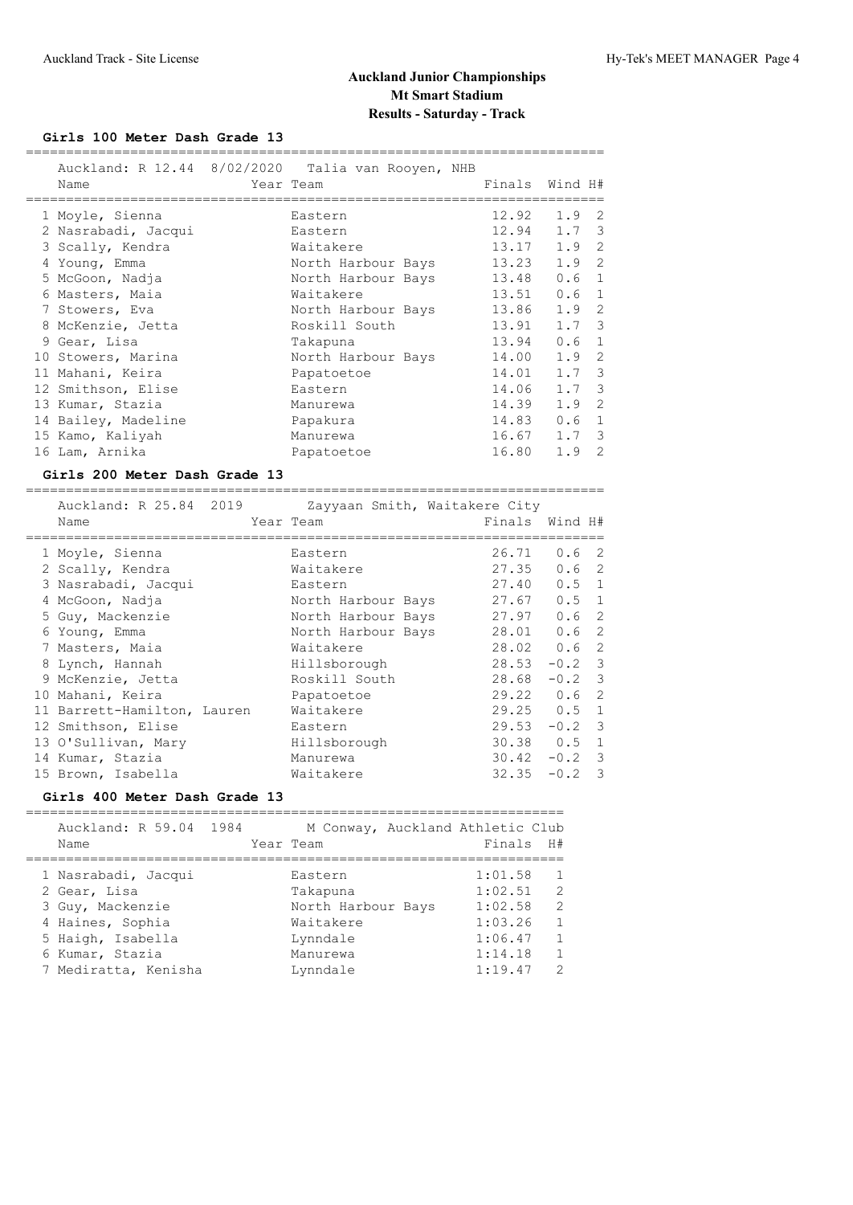# Auckland Junior Championships
## Mt Smart Stadium
### Results - Saturday - Track

**Girls 100 Meter Dash Grade 13**

Auckland: R 12.44 8/02/2020 Talia van Rooyen, NHB

| | Name | Year | Team | Finals | Wind | H# |
|---|---|---|---|---|---|---|
| 1 | Moyle, Sienna | | Eastern | 12.92 | 1.9 | 2 |
| 2 | Nasrabadi, Jacqui | | Eastern | 12.94 | 1.7 | 3 |
| 3 | Scally, Kendra | | Waitakere | 13.17 | 1.9 | 2 |
| 4 | Young, Emma | | North Harbour Bays | 13.23 | 1.9 | 2 |
| 5 | McGoon, Nadja | | North Harbour Bays | 13.48 | 0.6 | 1 |
| 6 | Masters, Maia | | Waitakere | 13.51 | 0.6 | 1 |
| 7 | Stowers, Eva | | North Harbour Bays | 13.86 | 1.9 | 2 |
| 8 | McKenzie, Jetta | | Roskill South | 13.91 | 1.7 | 3 |
| 9 | Gear, Lisa | | Takapuna | 13.94 | 0.6 | 1 |
| 10 | Stowers, Marina | | North Harbour Bays | 14.00 | 1.9 | 2 |
| 11 | Mahani, Keira | | Papatoetoe | 14.01 | 1.7 | 3 |
| 12 | Smithson, Elise | | Eastern | 14.06 | 1.7 | 3 |
| 13 | Kumar, Stazia | | Manurewa | 14.39 | 1.9 | 2 |
| 14 | Bailey, Madeline | | Papakura | 14.83 | 0.6 | 1 |
| 15 | Kamo, Kaliyah | | Manurewa | 16.67 | 1.7 | 3 |
| 16 | Lam, Arnika | | Papatoetoe | 16.80 | 1.9 | 2 |

**Girls 200 Meter Dash Grade 13**

Auckland: R 25.84 2019 Zayyaan Smith, Waitakere City

| | Name | Year | Team | Finals | Wind | H# |
|---|---|---|---|---|---|---|
| 1 | Moyle, Sienna | | Eastern | 26.71 | 0.6 | 2 |
| 2 | Scally, Kendra | | Waitakere | 27.35 | 0.6 | 2 |
| 3 | Nasrabadi, Jacqui | | Eastern | 27.40 | 0.5 | 1 |
| 4 | McGoon, Nadja | | North Harbour Bays | 27.67 | 0.5 | 1 |
| 5 | Guy, Mackenzie | | North Harbour Bays | 27.97 | 0.6 | 2 |
| 6 | Young, Emma | | North Harbour Bays | 28.01 | 0.6 | 2 |
| 7 | Masters, Maia | | Waitakere | 28.02 | 0.6 | 2 |
| 8 | Lynch, Hannah | | Hillsborough | 28.53 | -0.2 | 3 |
| 9 | McKenzie, Jetta | | Roskill South | 28.68 | -0.2 | 3 |
| 10 | Mahani, Keira | | Papatoetoe | 29.22 | 0.6 | 2 |
| 11 | Barrett-Hamilton, Lauren | | Waitakere | 29.25 | 0.5 | 1 |
| 12 | Smithson, Elise | | Eastern | 29.53 | -0.2 | 3 |
| 13 | O'Sullivan, Mary | | Hillsborough | 30.38 | 0.5 | 1 |
| 14 | Kumar, Stazia | | Manurewa | 30.42 | -0.2 | 3 |
| 15 | Brown, Isabella | | Waitakere | 32.35 | -0.2 | 3 |

**Girls 400 Meter Dash Grade 13**

Auckland: R 59.04 1984 M Conway, Auckland Athletic Club

| | Name | Year | Team | Finals | H# |
|---|---|---|---|---|---|
| 1 | Nasrabadi, Jacqui | | Eastern | 1:01.58 | 1 |
| 2 | Gear, Lisa | | Takapuna | 1:02.51 | 2 |
| 3 | Guy, Mackenzie | | North Harbour Bays | 1:02.58 | 2 |
| 4 | Haines, Sophia | | Waitakere | 1:03.26 | 1 |
| 5 | Haigh, Isabella | | Lynndale | 1:06.47 | 1 |
| 6 | Kumar, Stazia | | Manurewa | 1:14.18 | 1 |
| 7 | Mediratta, Kenisha | | Lynndale | 1:19.47 | 2 |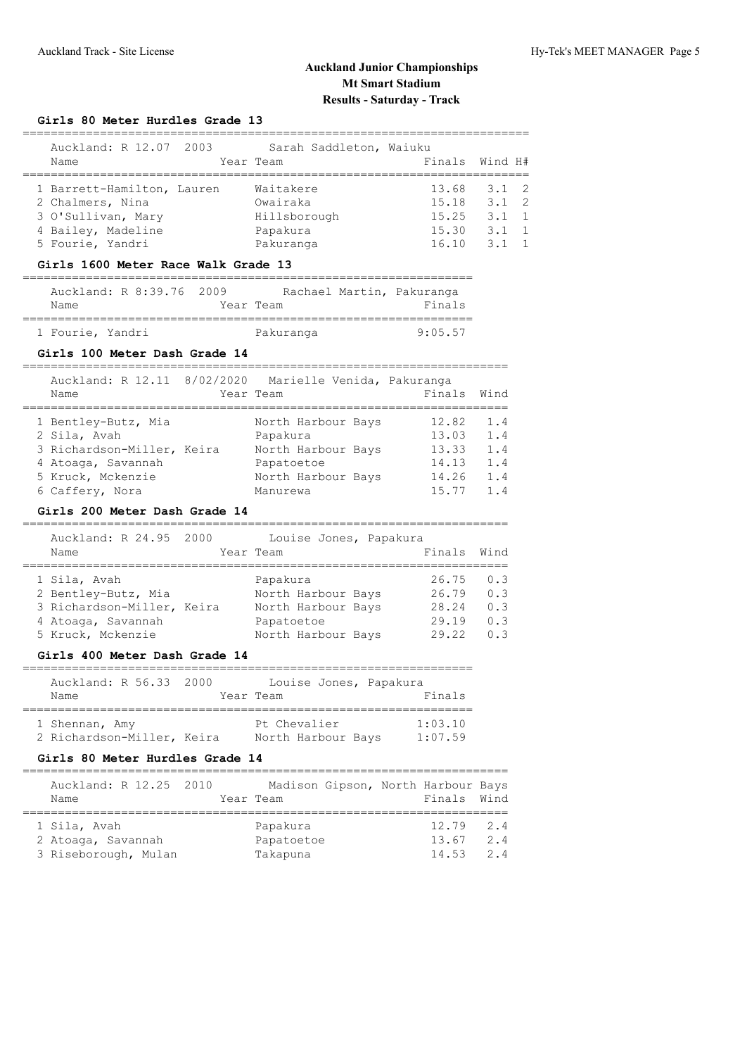# Auckland Junior Championships
## Mt Smart Stadium
### Results - Saturday - Track

#### Girls 80 Meter Hurdles Grade 13

Auckland: R 12.07 2003 Sarah Saddleton, Waiuku

| Name | Year | Team | Finals | Wind | H# |
|---|---|---|---|---|---|
| 1 Barrett-Hamilton, Lauren | | Waitakere | 13.68 | 3.1 | 2 |
| 2 Chalmers, Nina | | Owairaka | 15.18 | 3.1 | 2 |
| 3 O'Sullivan, Mary | | Hillsborough | 15.25 | 3.1 | 1 |
| 4 Bailey, Madeline | | Papakura | 15.30 | 3.1 | 1 |
| 5 Fourie, Yandri | | Pakuranga | 16.10 | 3.1 | 1 |

#### Girls 1600 Meter Race Walk Grade 13

Auckland: R 8:39.76 2009 Rachael Martin, Pakuranga

| Name | Year | Team | Finals |
|---|---|---|---|
| 1 Fourie, Yandri | | Pakuranga | 9:05.57 |

#### Girls 100 Meter Dash Grade 14

Auckland: R 12.11 8/02/2020 Marielle Venida, Pakuranga

| Name | Year | Team | Finals | Wind |
|---|---|---|---|---|
| 1 Bentley-Butz, Mia | | North Harbour Bays | 12.82 | 1.4 |
| 2 Sila, Avah | | Papakura | 13.03 | 1.4 |
| 3 Richardson-Miller, Keira | | North Harbour Bays | 13.33 | 1.4 |
| 4 Atoaga, Savannah | | Papatoetoe | 14.13 | 1.4 |
| 5 Kruck, Mckenzie | | North Harbour Bays | 14.26 | 1.4 |
| 6 Caffery, Nora | | Manurewa | 15.77 | 1.4 |

#### Girls 200 Meter Dash Grade 14

Auckland: R 24.95 2000 Louise Jones, Papakura

| Name | Year | Team | Finals | Wind |
|---|---|---|---|---|
| 1 Sila, Avah | | Papakura | 26.75 | 0.3 |
| 2 Bentley-Butz, Mia | | North Harbour Bays | 26.79 | 0.3 |
| 3 Richardson-Miller, Keira | | North Harbour Bays | 28.24 | 0.3 |
| 4 Atoaga, Savannah | | Papatoetoe | 29.19 | 0.3 |
| 5 Kruck, Mckenzie | | North Harbour Bays | 29.22 | 0.3 |

#### Girls 400 Meter Dash Grade 14

Auckland: R 56.33 2000 Louise Jones, Papakura

| Name | Year | Team | Finals |
|---|---|---|---|
| 1 Shennan, Amy | | Pt Chevalier | 1:03.10 |
| 2 Richardson-Miller, Keira | | North Harbour Bays | 1:07.59 |

#### Girls 80 Meter Hurdles Grade 14

Auckland: R 12.25 2010 Madison Gipson, North Harbour Bays

| Name | Year | Team | Finals | Wind |
|---|---|---|---|---|
| 1 Sila, Avah | | Papakura | 12.79 | 2.4 |
| 2 Atoaga, Savannah | | Papatoetoe | 13.67 | 2.4 |
| 3 Riseborough, Mulan | | Takapuna | 14.53 | 2.4 |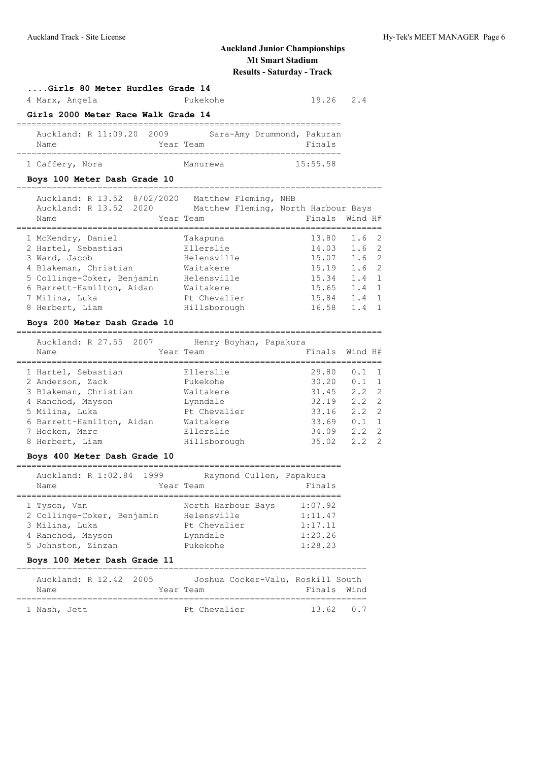# Auckland Junior Championships
## Mt Smart Stadium
## Results - Saturday - Track

### ....Girls 80 Meter Hurdles Grade 14

| | Name | Team | Finals | Wind |
|---|---|---|---|---|
| 4 | Marx, Angela | Pukekohe | 19.26 | 2.4 |

### Girls 2000 Meter Race Walk Grade 14

Auckland: R 11:09.20 2009 Sara-Amy Drummond, Pakuran

| | Name | Year Team | Finals |
|---|---|---|---|
| 1 | Caffery, Nora | Manurewa | 15:55.58 |

### Boys 100 Meter Dash Grade 10

Auckland: R 13.52 8/02/2020 Matthew Fleming, NHB
Auckland: R 13.52 2020 Matthew Fleming, North Harbour Bays

| | Name | Year Team | Finals | Wind | H# |
|---|---|---|---|---|---|
| 1 | McKendry, Daniel | Takapuna | 13.80 | 1.6 | 2 |
| 2 | Hartel, Sebastian | Ellerslie | 14.03 | 1.6 | 2 |
| 3 | Ward, Jacob | Helensville | 15.07 | 1.6 | 2 |
| 4 | Blakeman, Christian | Waitakere | 15.19 | 1.6 | 2 |
| 5 | Collinge-Coker, Benjamin | Helensville | 15.34 | 1.4 | 1 |
| 6 | Barrett-Hamilton, Aidan | Waitakere | 15.65 | 1.4 | 1 |
| 7 | Milina, Luka | Pt Chevalier | 15.84 | 1.4 | 1 |
| 8 | Herbert, Liam | Hillsborough | 16.58 | 1.4 | 1 |

### Boys 200 Meter Dash Grade 10

Auckland: R 27.55 2007 Henry Boyhan, Papakura

| | Name | Year Team | Finals | Wind | H# |
|---|---|---|---|---|---|
| 1 | Hartel, Sebastian | Ellerslie | 29.80 | 0.1 | 1 |
| 2 | Anderson, Zack | Pukekohe | 30.20 | 0.1 | 1 |
| 3 | Blakeman, Christian | Waitakere | 31.45 | 2.2 | 2 |
| 4 | Ranchod, Mayson | Lynndale | 32.19 | 2.2 | 2 |
| 5 | Milina, Luka | Pt Chevalier | 33.16 | 2.2 | 2 |
| 6 | Barrett-Hamilton, Aidan | Waitakere | 33.69 | 0.1 | 1 |
| 7 | Hocken, Marc | Ellerslie | 34.09 | 2.2 | 2 |
| 8 | Herbert, Liam | Hillsborough | 35.02 | 2.2 | 2 |

### Boys 400 Meter Dash Grade 10

Auckland: R 1:02.84 1999 Raymond Cullen, Papakura

| | Name | Year Team | Finals |
|---|---|---|---|
| 1 | Tyson, Van | North Harbour Bays | 1:07.92 |
| 2 | Collinge-Coker, Benjamin | Helensville | 1:11.47 |
| 3 | Milina, Luka | Pt Chevalier | 1:17.11 |
| 4 | Ranchod, Mayson | Lynndale | 1:20.26 |
| 5 | Johnston, Zinzan | Pukekohe | 1:28.23 |

### Boys 100 Meter Dash Grade 11

Auckland: R 12.42 2005 Joshua Cocker-Valu, Roskill South

| | Name | Year Team | Finals | Wind |
|---|---|---|---|---|
| 1 | Nash, Jett | Pt Chevalier | 13.62 | 0.7 |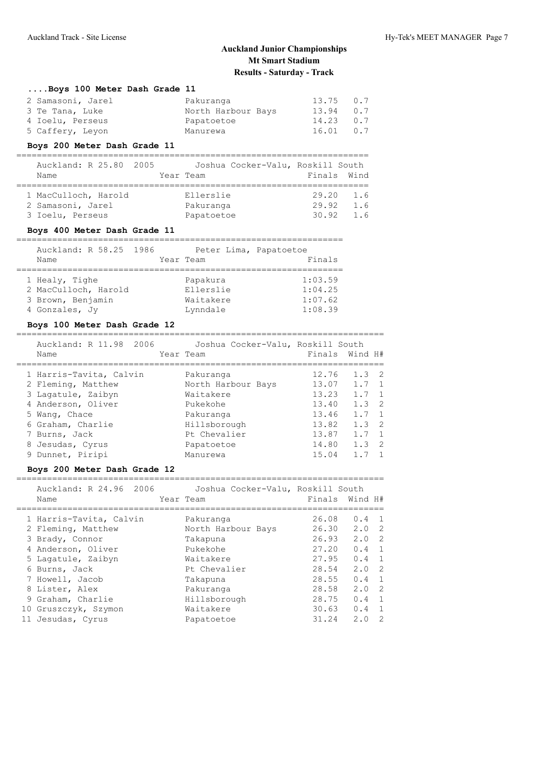# Auckland Junior Championships
## Mt Smart Stadium
### Results - Saturday - Track

### ....Boys 100 Meter Dash Grade 11

| | Name | Year | Team | Finals | Wind |
|---|---|---|---|---|---|
| 2 | Samasoni, Jarel | | Pakuranga | 13.75 | 0.7 |
| 3 | Te Tana, Luke | | North Harbour Bays | 13.94 | 0.7 |
| 4 | Ioelu, Perseus | | Papatoetoe | 14.23 | 0.7 |
| 5 | Caffery, Leyon | | Manurewa | 16.01 | 0.7 |

### Boys 200 Meter Dash Grade 11

Auckland: R 25.80 2005 Joshua Cocker-Valu, Roskill South

| | Name | Year | Team | Finals | Wind |
|---|---|---|---|---|---|
| 1 | MacCulloch, Harold | | Ellerslie | 29.20 | 1.6 |
| 2 | Samasoni, Jarel | | Pakuranga | 29.92 | 1.6 |
| 3 | Ioelu, Perseus | | Papatoetoe | 30.92 | 1.6 |

### Boys 400 Meter Dash Grade 11

Auckland: R 58.25 1986 Peter Lima, Papatoetoe

| | Name | Year | Team | Finals |
|---|---|---|---|---|
| 1 | Healy, Tighe | | Papakura | 1:03.59 |
| 2 | MacCulloch, Harold | | Ellerslie | 1:04.25 |
| 3 | Brown, Benjamin | | Waitakere | 1:07.62 |
| 4 | Gonzales, Jy | | Lynndale | 1:08.39 |

### Boys 100 Meter Dash Grade 12

Auckland: R 11.98 2006 Joshua Cocker-Valu, Roskill South

| | Name | Year | Team | Finals | Wind | H# |
|---|---|---|---|---|---|---|
| 1 | Harris-Tavita, Calvin | | Pakuranga | 12.76 | 1.3 | 2 |
| 2 | Fleming, Matthew | | North Harbour Bays | 13.07 | 1.7 | 1 |
| 3 | Lagatule, Zaibyn | | Waitakere | 13.23 | 1.7 | 1 |
| 4 | Anderson, Oliver | | Pukekohe | 13.40 | 1.3 | 2 |
| 5 | Wang, Chace | | Pakuranga | 13.46 | 1.7 | 1 |
| 6 | Graham, Charlie | | Hillsborough | 13.82 | 1.3 | 2 |
| 7 | Burns, Jack | | Pt Chevalier | 13.87 | 1.7 | 1 |
| 8 | Jesudas, Cyrus | | Papatoetoe | 14.80 | 1.3 | 2 |
| 9 | Dunnet, Piripi | | Manurewa | 15.04 | 1.7 | 1 |

### Boys 200 Meter Dash Grade 12

Auckland: R 24.96 2006 Joshua Cocker-Valu, Roskill South

| | Name | Year | Team | Finals | Wind | H# |
|---|---|---|---|---|---|---|
| 1 | Harris-Tavita, Calvin | | Pakuranga | 26.08 | 0.4 | 1 |
| 2 | Fleming, Matthew | | North Harbour Bays | 26.30 | 2.0 | 2 |
| 3 | Brady, Connor | | Takapuna | 26.93 | 2.0 | 2 |
| 4 | Anderson, Oliver | | Pukekohe | 27.20 | 0.4 | 1 |
| 5 | Lagatule, Zaibyn | | Waitakere | 27.95 | 0.4 | 1 |
| 6 | Burns, Jack | | Pt Chevalier | 28.54 | 2.0 | 2 |
| 7 | Howell, Jacob | | Takapuna | 28.55 | 0.4 | 1 |
| 8 | Lister, Alex | | Pakuranga | 28.58 | 2.0 | 2 |
| 9 | Graham, Charlie | | Hillsborough | 28.75 | 0.4 | 1 |
| 10 | Gruszczyk, Szymon | | Waitakere | 30.63 | 0.4 | 1 |
| 11 | Jesudas, Cyrus | | Papatoetoe | 31.24 | 2.0 | 2 |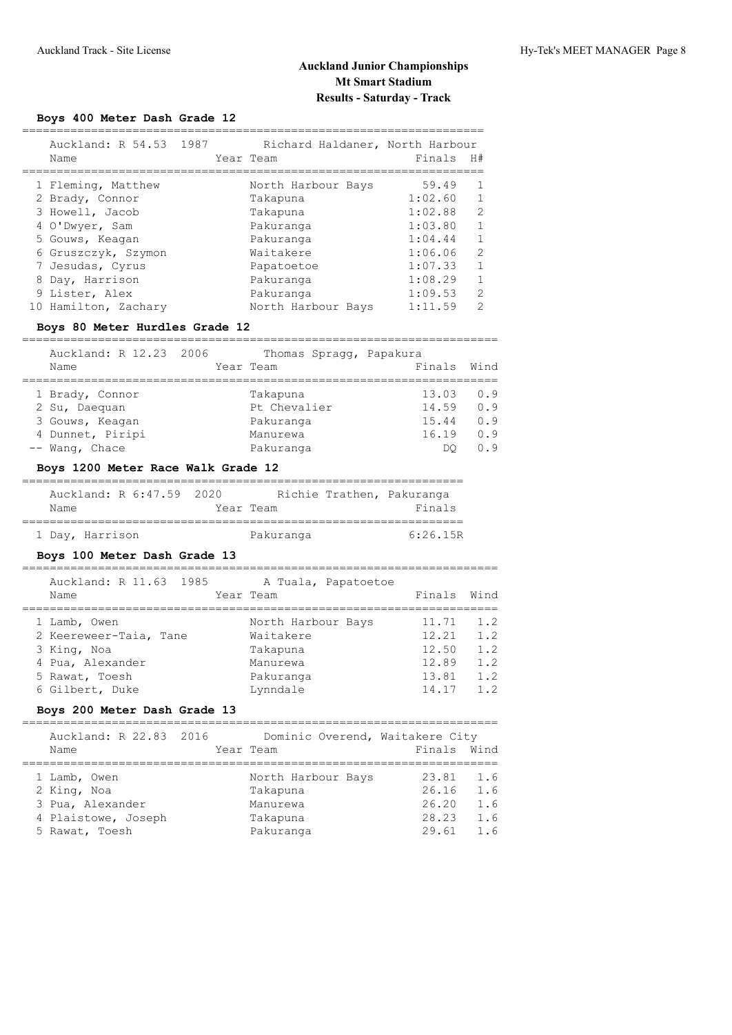# Auckland Junior Championships
## Mt Smart Stadium
### Results - Saturday - Track

**Boys 400 Meter Dash Grade 12**

Auckland: R 54.53 1987 Richard Haldaner, North Harbour

| | Name | Year | Team | Finals | H# |
|---|---|---|---|---|---|
| 1 | Fleming, Matthew | | North Harbour Bays | 59.49 | 1 |
| 2 | Brady, Connor | | Takapuna | 1:02.60 | 1 |
| 3 | Howell, Jacob | | Takapuna | 1:02.88 | 2 |
| 4 | O'Dwyer, Sam | | Pakuranga | 1:03.80 | 1 |
| 5 | Gouws, Keagan | | Pakuranga | 1:04.44 | 1 |
| 6 | Gruszczyk, Szymon | | Waitakere | 1:06.06 | 2 |
| 7 | Jesudas, Cyrus | | Papatoetoe | 1:07.33 | 1 |
| 8 | Day, Harrison | | Pakuranga | 1:08.29 | 1 |
| 9 | Lister, Alex | | Pakuranga | 1:09.53 | 2 |
| 10 | Hamilton, Zachary | | North Harbour Bays | 1:11.59 | 2 |

**Boys 80 Meter Hurdles Grade 12**

Auckland: R 12.23 2006 Thomas Spragg, Papakura

| | Name | Year | Team | Finals | Wind |
|---|---|---|---|---|---|
| 1 | Brady, Connor | | Takapuna | 13.03 | 0.9 |
| 2 | Su, Daequan | | Pt Chevalier | 14.59 | 0.9 |
| 3 | Gouws, Keagan | | Pakuranga | 15.44 | 0.9 |
| 4 | Dunnet, Piripi | | Manurewa | 16.19 | 0.9 |
| -- | Wang, Chace | | Pakuranga | DQ | 0.9 |

**Boys 1200 Meter Race Walk Grade 12**

Auckland: R 6:47.59 2020 Richie Trathen, Pakuranga

| | Name | Year | Team | Finals |
|---|---|---|---|---|
| 1 | Day, Harrison | | Pakuranga | 6:26.15R |

**Boys 100 Meter Dash Grade 13**

Auckland: R 11.63 1985 A Tuala, Papatoetoe

| | Name | Year | Team | Finals | Wind |
|---|---|---|---|---|---|
| 1 | Lamb, Owen | | North Harbour Bays | 11.71 | 1.2 |
| 2 | Keereweer-Taia, Tane | | Waitakere | 12.21 | 1.2 |
| 3 | King, Noa | | Takapuna | 12.50 | 1.2 |
| 4 | Pua, Alexander | | Manurewa | 12.89 | 1.2 |
| 5 | Rawat, Toesh | | Pakuranga | 13.81 | 1.2 |
| 6 | Gilbert, Duke | | Lynndale | 14.17 | 1.2 |

**Boys 200 Meter Dash Grade 13**

Auckland: R 22.83 2016 Dominic Overend, Waitakere City

| | Name | Year | Team | Finals | Wind |
|---|---|---|---|---|---|
| 1 | Lamb, Owen | | North Harbour Bays | 23.81 | 1.6 |
| 2 | King, Noa | | Takapuna | 26.16 | 1.6 |
| 3 | Pua, Alexander | | Manurewa | 26.20 | 1.6 |
| 4 | Plaistowe, Joseph | | Takapuna | 28.23 | 1.6 |
| 5 | Rawat, Toesh | | Pakuranga | 29.61 | 1.6 |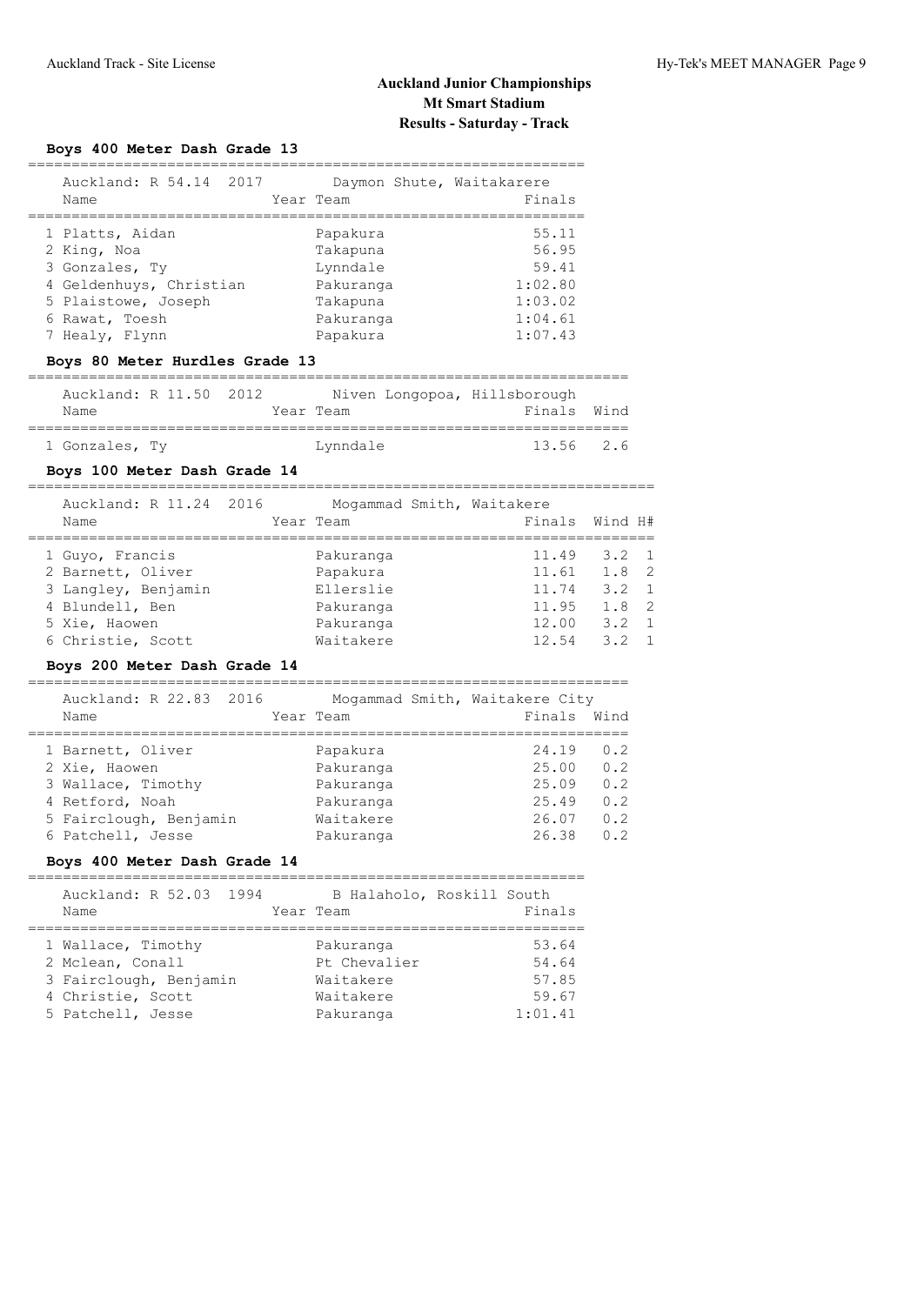## Auckland Junior Championships
### Mt Smart Stadium
### Results - Saturday - Track

### Boys 400 Meter Dash Grade 13

Auckland: R 54.14 2017 — Daymon Shute, Waitakarere

| Name | Year Team | Finals |
|---|---|---|
| 1 Platts, Aidan | Papakura | 55.11 |
| 2 King, Noa | Takapuna | 56.95 |
| 3 Gonzales, Ty | Lynndale | 59.41 |
| 4 Geldenhuys, Christian | Pakuranga | 1:02.80 |
| 5 Plaistowe, Joseph | Takapuna | 1:03.02 |
| 6 Rawat, Toesh | Pakuranga | 1:04.61 |
| 7 Healy, Flynn | Papakura | 1:07.43 |

### Boys 80 Meter Hurdles Grade 13

Auckland: R 11.50 2012 — Niven Longopoa, Hillsborough

| Name | Year Team | Finals | Wind |
|---|---|---|---|
| 1 Gonzales, Ty | Lynndale | 13.56 | 2.6 |

### Boys 100 Meter Dash Grade 14

Auckland: R 11.24 2016 — Mogammad Smith, Waitakere

| Name | Year Team | Finals | Wind | H# |
|---|---|---|---|---|
| 1 Guyo, Francis | Pakuranga | 11.49 | 3.2 | 1 |
| 2 Barnett, Oliver | Papakura | 11.61 | 1.8 | 2 |
| 3 Langley, Benjamin | Ellerslie | 11.74 | 3.2 | 1 |
| 4 Blundell, Ben | Pakuranga | 11.95 | 1.8 | 2 |
| 5 Xie, Haowen | Pakuranga | 12.00 | 3.2 | 1 |
| 6 Christie, Scott | Waitakere | 12.54 | 3.2 | 1 |

### Boys 200 Meter Dash Grade 14

Auckland: R 22.83 2016 — Mogammad Smith, Waitakere City

| Name | Year Team | Finals | Wind |
|---|---|---|---|
| 1 Barnett, Oliver | Papakura | 24.19 | 0.2 |
| 2 Xie, Haowen | Pakuranga | 25.00 | 0.2 |
| 3 Wallace, Timothy | Pakuranga | 25.09 | 0.2 |
| 4 Retford, Noah | Pakuranga | 25.49 | 0.2 |
| 5 Fairclough, Benjamin | Waitakere | 26.07 | 0.2 |
| 6 Patchell, Jesse | Pakuranga | 26.38 | 0.2 |

### Boys 400 Meter Dash Grade 14

Auckland: R 52.03 1994 — B Halaholo, Roskill South

| Name | Year Team | Finals |
|---|---|---|
| 1 Wallace, Timothy | Pakuranga | 53.64 |
| 2 Mclean, Conall | Pt Chevalier | 54.64 |
| 3 Fairclough, Benjamin | Waitakere | 57.85 |
| 4 Christie, Scott | Waitakere | 59.67 |
| 5 Patchell, Jesse | Pakuranga | 1:01.41 |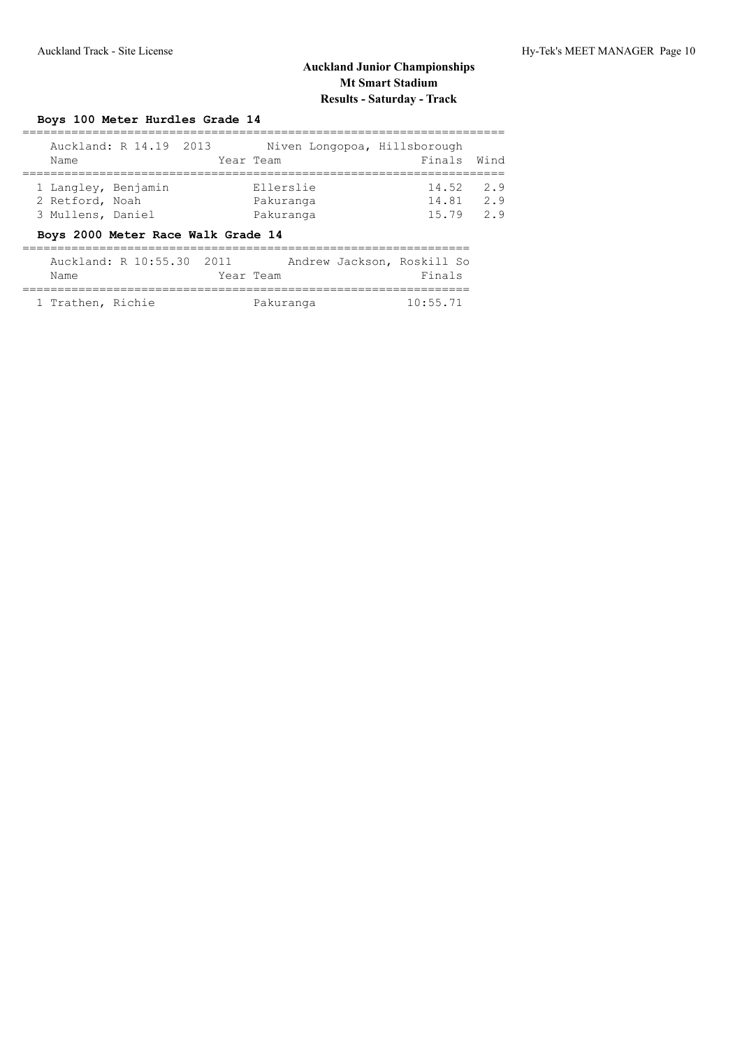# Auckland Junior Championships
## Mt Smart Stadium
## Results - Saturday - Track

### Boys 100 Meter Hurdles Grade 14

Auckland: R 14.19 2013 Niven Longopoa, Hillsborough

| Name | Year | Team | Finals | Wind |
|---|---|---|---|---|
| 1 Langley, Benjamin | | Ellerslie | 14.52 | 2.9 |
| 2 Retford, Noah | | Pakuranga | 14.81 | 2.9 |
| 3 Mullens, Daniel | | Pakuranga | 15.79 | 2.9 |

### Boys 2000 Meter Race Walk Grade 14

Auckland: R 10:55.30 2011 Andrew Jackson, Roskill So

| Name | Year | Team | Finals |
|---|---|---|---|
| 1 Trathen, Richie | | Pakuranga | 10:55.71 |